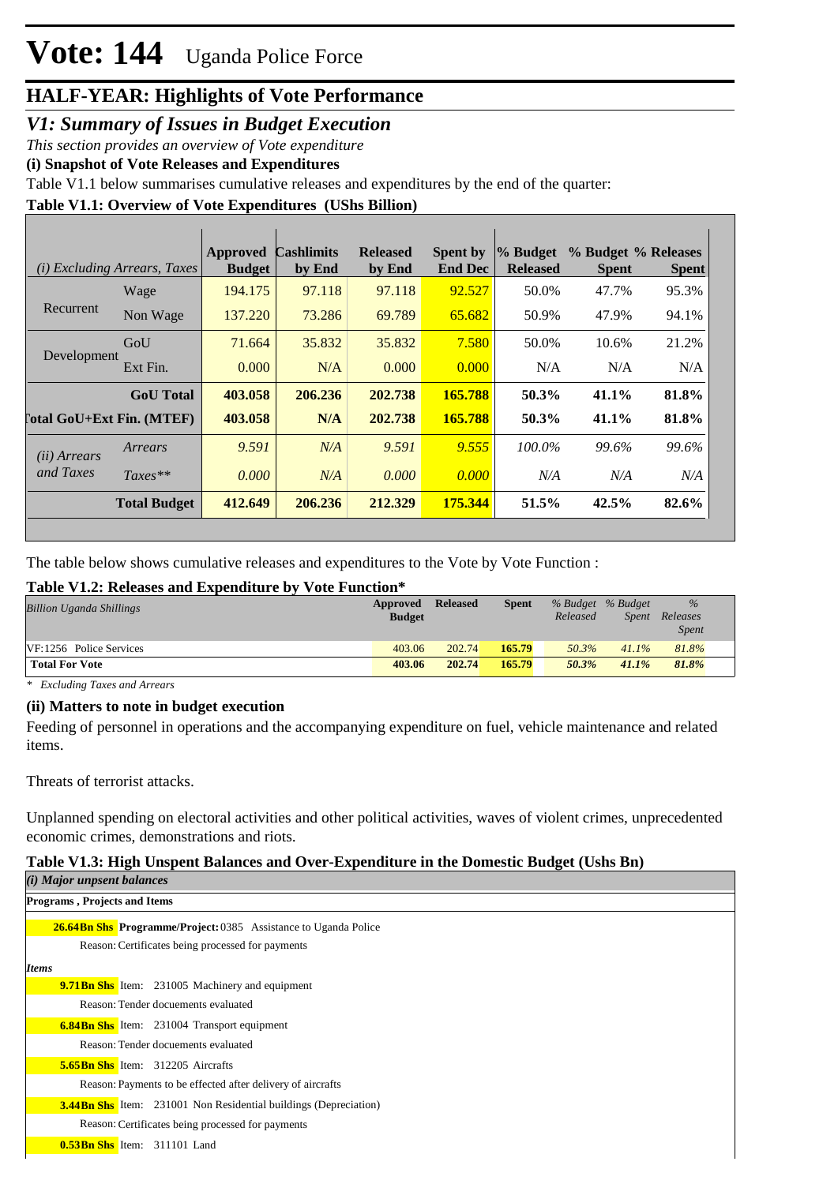# Vote: 144 Uganda Police Force

## HALF-YEAR: Highlights of Vote Performance

### *V1: Summary of Issues in Budget Execution*

*This section provides an overview of Vote expenditure*

**(i) Snapshot of Vote Releases and Expenditures**

Table V1.1 below summarises cumulative releases and expenditures by the end of the quarter:

**Table V1.1: Overview of Vote Expenditures (UShs Billion)**

| *(i) Excluding Arrears, Taxes* | | Approved Budget | Cashlimits by End | Released by End | Spent by End Dec | % Budget Released | % Budget Spent | % Releases Spent |
|---|---|---|---|---|---|---|---|---|
| Recurrent | Wage | 194.175 | 97.118 | 97.118 | 92.527 | 50.0% | 47.7% | 95.3% |
| | Non Wage | 137.220 | 73.286 | 69.789 | 65.682 | 50.9% | 47.9% | 94.1% |
| Development | GoU | 71.664 | 35.832 | 35.832 | 7.580 | 50.0% | 10.6% | 21.2% |
| | Ext Fin. | 0.000 | N/A | 0.000 | 0.000 | N/A | N/A | N/A |
| | **GoU Total** | **403.058** | **206.236** | **202.738** | **165.788** | **50.3%** | **41.1%** | **81.8%** |
| **Total GoU+Ext Fin. (MTEF)** | | **403.058** | **N/A** | **202.738** | **165.788** | **50.3%** | **41.1%** | **81.8%** |
| *(ii) Arrears and Taxes* | *Arrears* | *9.591* | *N/A* | *9.591* | *9.555* | *100.0%* | *99.6%* | *99.6%* |
| | *Taxes*** | *0.000* | *N/A* | *0.000* | *0.000* | *N/A* | *N/A* | *N/A* |
| | **Total Budget** | **412.649** | **206.236** | **212.329** | **175.344** | **51.5%** | **42.5%** | **82.6%** |

The table below shows cumulative releases and expenditures to the Vote by Vote Function :

**Table V1.2: Releases and Expenditure by Vote Function***

| *Billion Uganda Shillings* | Approved Budget | Released | Spent | *% Budget Released* | *% Budget Spent* | *% Releases Spent* |
|---|---|---|---|---|---|---|
| VF:1256 Police Services | 403.06 | 202.74 | 165.79 | 50.3% | 41.1% | 81.8% |
| **Total For Vote** | **403.06** | **202.74** | **165.79** | ***50.3%*** | ***41.1%*** | ***81.8%*** |

*\* Excluding Taxes and Arrears*

**(ii) Matters to note in budget execution**

Feeding of personnel in operations and the accompanying expenditure on fuel, vehicle maintenance and related items.

Threats of terrorist attacks.

Unplanned spending on electoral activities and other political activities, waves of violent crimes, unprecedented economic crimes, demonstrations and riots.

**Table V1.3: High Unspent Balances and Over-Expenditure in the Domestic Budget (Ushs Bn)**

***(i) Major unpsent balances***

**Programs , Projects and Items**

**26.64Bn Shs** **Programme/Project:** 0385 Assistance to Uganda Police
Reason: Certificates being processed for payments

***Items***

**9.71Bn Shs** Item: 231005 Machinery and equipment
Reason: Tender docuements evaluated

**6.84Bn Shs** Item: 231004 Transport equipment
Reason: Tender docuements evaluated

**5.65Bn Shs** Item: 312205 Aircrafts
Reason: Payments to be effected after delivery of aircrafts

**3.44Bn Shs** Item: 231001 Non Residential buildings (Depreciation)
Reason: Certificates being processed for payments

**0.53Bn Shs** Item: 311101 Land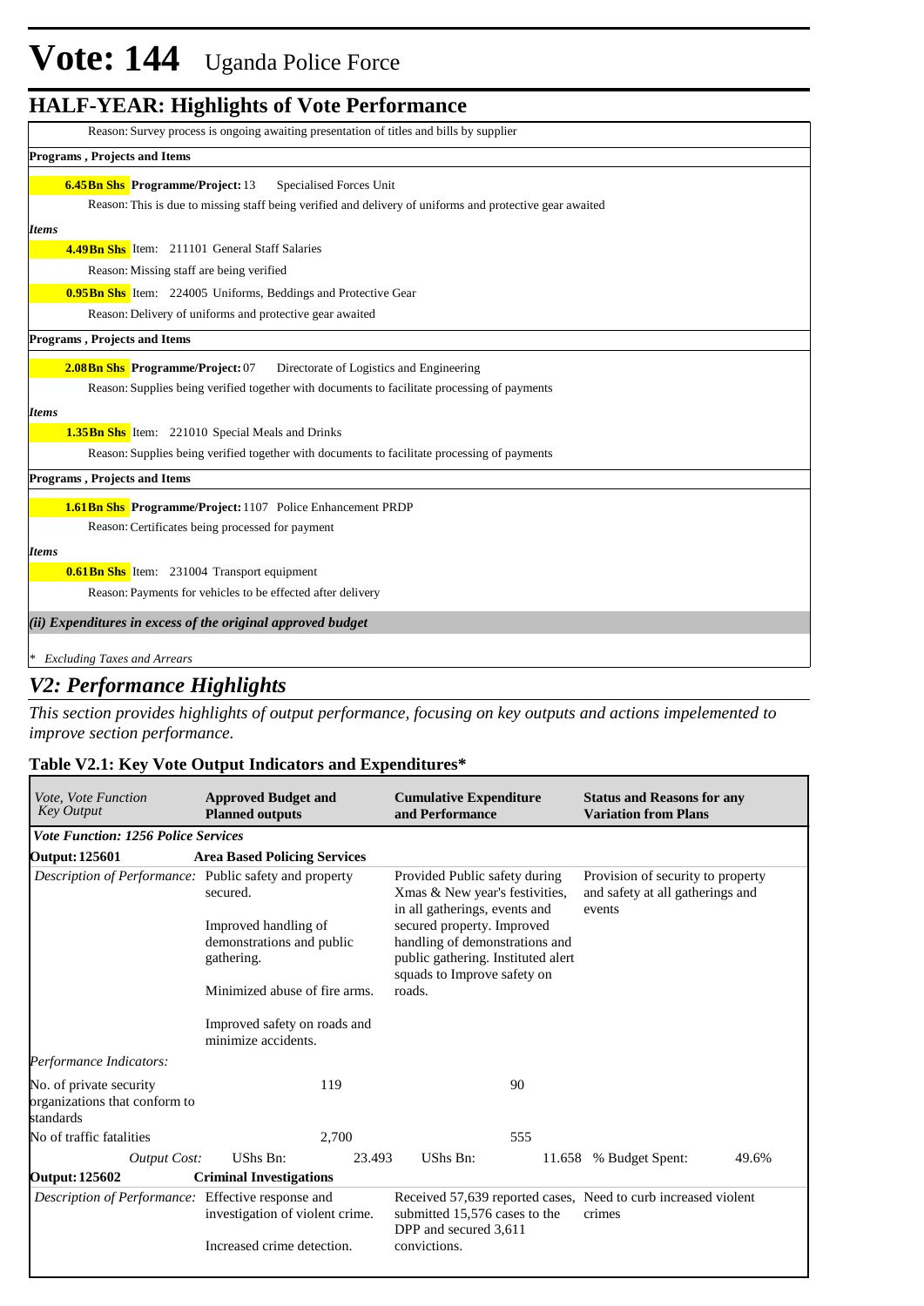# Vote: 144 Uganda Police Force

## HALF-YEAR: Highlights of Vote Performance

Reason: Survey process is ongoing awaiting presentation of titles and bills by supplier

**Programs , Projects and Items**

**6.45Bn Shs** **Programme/Project:** 13 Specialised Forces Unit

Reason: This is due to missing staff being verified and delivery of uniforms and protective gear awaited

*Items*

**4.49Bn Shs** Item: 211101 General Staff Salaries

Reason: Missing staff are being verified

**0.95Bn Shs** Item: 224005 Uniforms, Beddings and Protective Gear

Reason: Delivery of uniforms and protective gear awaited

**Programs , Projects and Items**

**2.08Bn Shs** **Programme/Project:** 07 Directorate of Logistics and Engineering

Reason: Supplies being verified together with documents to facilitate processing of payments

*Items*

**1.35Bn Shs** Item: 221010 Special Meals and Drinks

Reason: Supplies being verified together with documents to facilitate processing of payments

**Programs , Projects and Items**

**1.61Bn Shs** **Programme/Project:** 1107 Police Enhancement PRDP

Reason: Certificates being processed for payment

*Items*

**0.61Bn Shs** Item: 231004 Transport equipment

Reason: Payments for vehicles to be effected after delivery

***(ii) Expenditures in excess of the original approved budget***

*\* Excluding Taxes and Arrears*

## *V2: Performance Highlights*

*This section provides highlights of output performance, focusing on key outputs and actions impelemented to improve section performance.*

### Table V2.1: Key Vote Output Indicators and Expenditures*

| *Vote, Vote Function Key Output* | **Approved Budget and Planned outputs** | **Cumulative Expenditure and Performance** | **Status and Reasons for any Variation from Plans** |
|---|---|---|---|
| ***Vote Function: 1256 Police Services*** | | | |
| **Output: 125601** | **Area Based Policing Services** | | |
| *Description of Performance:* | Public safety and property secured.<br><br>Improved handling of demonstrations and public gathering.<br><br>Minimized abuse of fire arms.<br><br>Improved safety on roads and minimize accidents. | Provided Public safety during Xmas & New year's festivities, in all gatherings, events and secured property. Improved handling of demonstrations and public gathering. Instituted alert squads to Improve safety on roads. | Provision of security to property and safety at all gatherings and events |
| *Performance Indicators:* | | | |
| No. of private security organizations that conform to standards | 119 | 90 | |
| No of traffic fatalities | 2,700 | 555 | |
| *Output Cost:* | UShs Bn: 23.493 | UShs Bn: 11.658 | % Budget Spent: 49.6% |
| **Output: 125602** | **Criminal Investigations** | | |
| *Description of Performance:* | Effective response and investigation of violent crime.<br><br>Increased crime detection. | Received 57,639 reported cases, submitted 15,576 cases to the DPP and secured 3,611 convictions. | Need to curb increased violent crimes |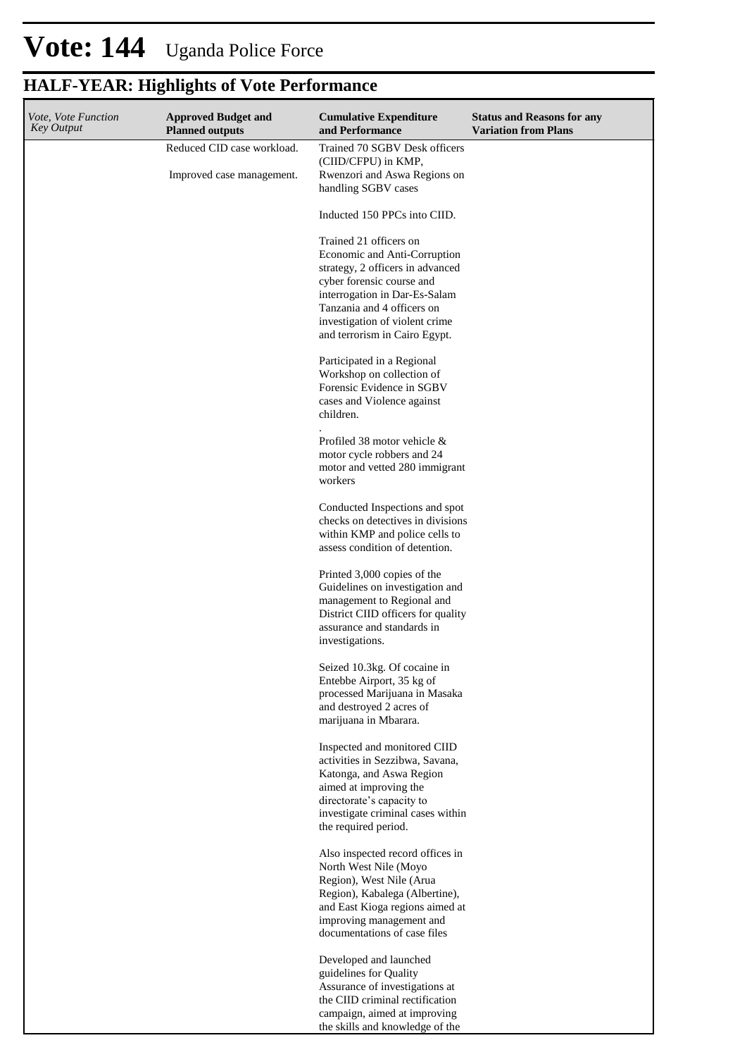# Vote: 144 Uganda Police Force

## HALF-YEAR: Highlights of Vote Performance

| *Vote, Vote Function Key Output* | **Approved Budget and Planned outputs** | **Cumulative Expenditure and Performance** | **Status and Reasons for any Variation from Plans** |
|---|---|---|---|
| | Reduced CID case workload.<br><br>Improved case management. | Trained 70 SGBV Desk officers (CIID/CFPU) in KMP, Rwenzori and Aswa Regions on handling SGBV cases<br><br>Inducted 150 PPCs into CIID.<br><br>Trained 21 officers on Economic and Anti-Corruption strategy, 2 officers in advanced cyber forensic course and interrogation in Dar-Es-Salam Tanzania and 4 officers on investigation of violent crime and terrorism in Cairo Egypt.<br><br>Participated in a Regional Workshop on collection of Forensic Evidence in SGBV cases and Violence against children.<br><br>.<br>Profiled 38 motor vehicle & motor cycle robbers and 24 motor and vetted 280 immigrant workers<br><br>Conducted Inspections and spot checks on detectives in divisions within KMP and police cells to assess condition of detention.<br><br>Printed 3,000 copies of the Guidelines on investigation and management to Regional and District CIID officers for quality assurance and standards in investigations.<br><br>Seized 10.3kg. Of cocaine in Entebbe Airport, 35 kg of processed Marijuana in Masaka and destroyed 2 acres of marijuana in Mbarara.<br><br>Inspected and monitored CIID activities in Sezzibwa, Savana, Katonga, and Aswa Region aimed at improving the directorate's capacity to investigate criminal cases within the required period.<br><br>Also inspected record offices in North West Nile (Moyo Region), West Nile (Arua Region), Kabalega (Albertine), and East Kioga regions aimed at improving management and documentations of case files<br><br>Developed and launched guidelines for Quality Assurance of investigations at the CIID criminal rectification campaign, aimed at improving the skills and knowledge of the | |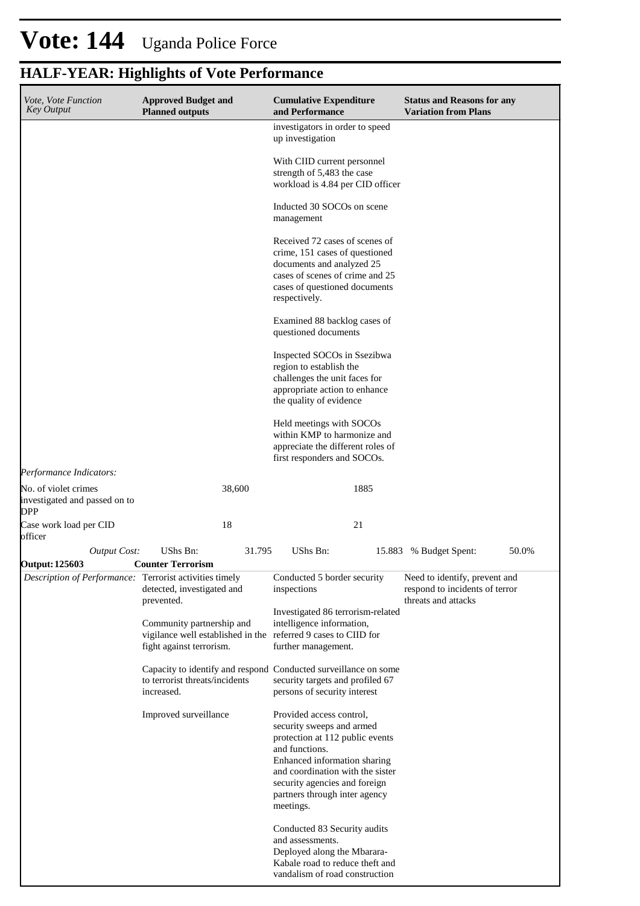# Vote: 144 Uganda Police Force

## HALF-YEAR: Highlights of Vote Performance

| *Vote, Vote Function Key Output* | **Approved Budget and Planned outputs** | **Cumulative Expenditure and Performance** | **Status and Reasons for any Variation from Plans** |
|---|---|---|---|
| | | investigators in order to speed up investigation<br><br>With CIID current personnel strength of 5,483 the case workload is 4.84 per CID officer<br><br>Inducted 30 SOCOs on scene management<br><br>Received 72 cases of scenes of crime, 151 cases of questioned documents and analyzed 25 cases of scenes of crime and 25 cases of questioned documents respectively.<br><br>Examined 88 backlog cases of questioned documents<br><br>Inspected SOCOs in Ssezibwa region to establish the challenges the unit faces for appropriate action to enhance the quality of evidence<br><br>Held meetings with SOCOs within KMP to harmonize and appreciate the different roles of first responders and SOCOs. | |
| *Performance Indicators:* | | | |
| No. of violet crimes investigated and passed on to DPP | 38,600 | 1885 | |
| Case work load per CID officer | 18 | 21 | |
| *Output Cost:* | UShs Bn: 31.795 | UShs Bn: 15.883 | % Budget Spent: 50.0% |
| **Output: 125603** | **Counter Terrorism** | | |
| *Description of Performance:* | Terrorist activities timely detected, investigated and prevented.<br><br>Community partnership and vigilance well established in the fight against terrorism.<br><br>Capacity to identify and respond to terrorist threats/incidents increased.<br><br>Improved surveillance | Conducted 5 border security inspections<br><br>Investigated 86 terrorism-related intelligence information, referred 9 cases to CIID for further management.<br><br>Conducted surveillance on some security targets and profiled 67 persons of security interest<br><br>Provided access control, security sweeps and armed protection at 112 public events and functions.<br>Enhanced information sharing and coordination with the sister security agencies and foreign partners through inter agency meetings.<br><br>Conducted 83 Security audits and assessments.<br>Deployed along the Mbarara-Kabale road to reduce theft and vandalism of road construction | Need to identify, prevent and respond to incidents of terror threats and attacks |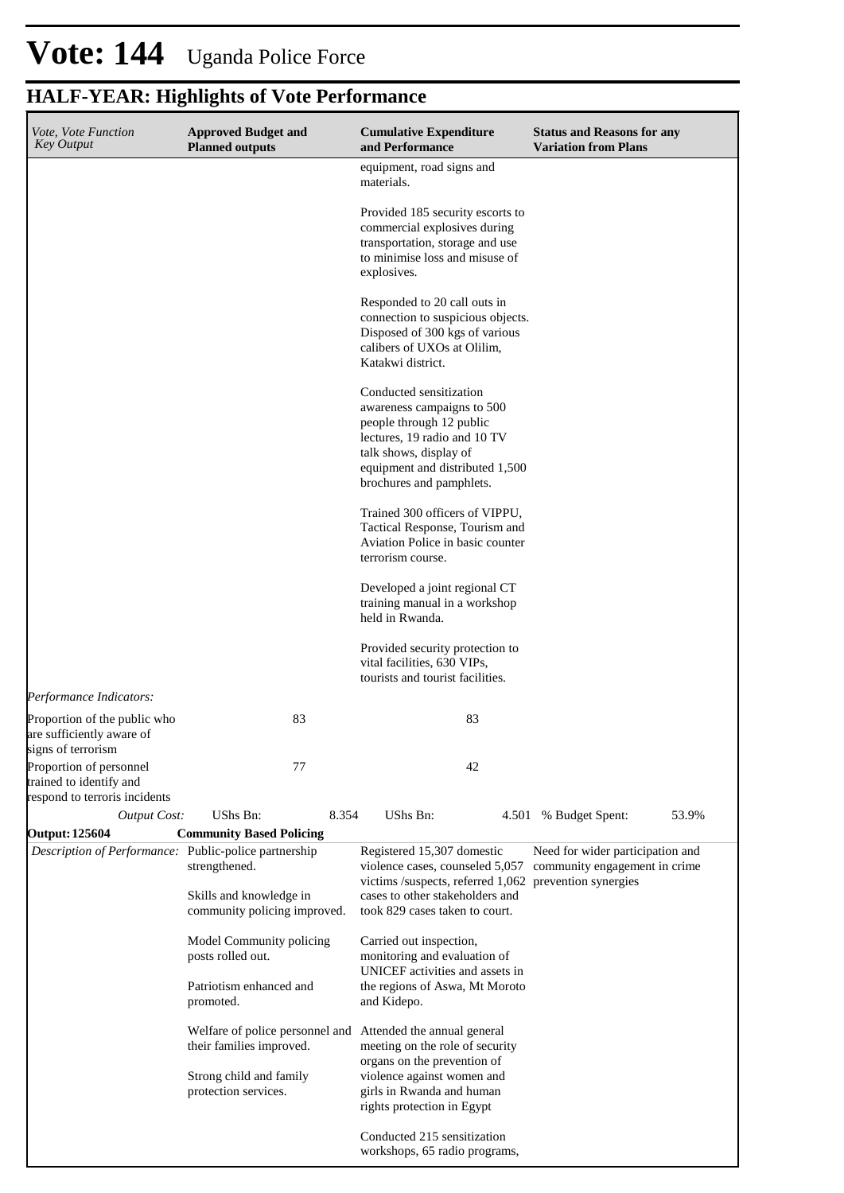# Vote: 144 Uganda Police Force

## HALF-YEAR: Highlights of Vote Performance

| *Vote, Vote Function Key Output* | **Approved Budget and Planned outputs** | **Cumulative Expenditure and Performance** | **Status and Reasons for any Variation from Plans** |
|---|---|---|---|
| | | equipment, road signs and materials.<br><br>Provided 185 security escorts to commercial explosives during transportation, storage and use to minimise loss and misuse of explosives.<br><br>Responded to 20 call outs in connection to suspicious objects. Disposed of 300 kgs of various calibers of UXOs at Olilim, Katakwi district.<br><br>Conducted sensitization awareness campaigns to 500 people through 12 public lectures, 19 radio and 10 TV talk shows, display of equipment and distributed 1,500 brochures and pamphlets.<br><br>Trained 300 officers of VIPPU, Tactical Response, Tourism and Aviation Police in basic counter terrorism course.<br><br>Developed a joint regional CT training manual in a workshop held in Rwanda.<br><br>Provided security protection to vital facilities, 630 VIPs, tourists and tourist facilities. | |
| *Performance Indicators:* | | | |
| Proportion of the public who are sufficiently aware of signs of terrorism | 83 | 83 | |
| Proportion of personnel trained to identify and respond to terroris incidents | 77 | 42 | |
| *Output Cost:* | UShs Bn: 8.354 | UShs Bn: 4.501 | % Budget Spent: 53.9% |
| **Output: 125604** | **Community Based Policing** | | |
| *Description of Performance:* | Public-police partnership strengthened.<br><br>Skills and knowledge in community policing improved.<br><br>Model Community policing posts rolled out.<br><br>Patriotism enhanced and promoted.<br><br>Welfare of police personnel and their families improved.<br><br>Strong child and family protection services. | Registered 15,307 domestic violence cases, counseled 5,057 victims /suspects, referred 1,062 cases to other stakeholders and took 829 cases taken to court.<br><br>Carried out inspection, monitoring and evaluation of UNICEF activities and assets in the regions of Aswa, Mt Moroto and Kidepo.<br><br>Attended the annual general meeting on the role of security organs on the prevention of violence against women and girls in Rwanda and human rights protection in Egypt<br><br>Conducted 215 sensitization workshops, 65 radio programs, | Need for wider participation and community engagement in crime prevention synergies |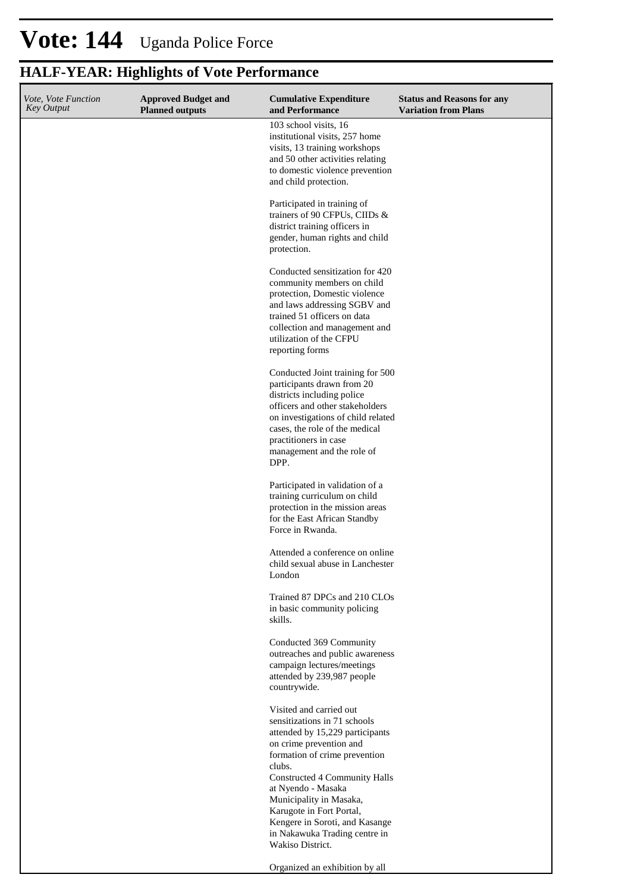# Vote: 144 Uganda Police Force

## HALF-YEAR: Highlights of Vote Performance

| *Vote, Vote Function Key Output* | **Approved Budget and Planned outputs** | **Cumulative Expenditure and Performance** | **Status and Reasons for any Variation from Plans** |
|---|---|---|---|
| | | 103 school visits, 16 institutional visits, 257 home visits, 13 training workshops and 50 other activities relating to domestic violence prevention and child protection.<br><br>Participated in training of trainers of 90 CFPUs, CIIDs & district training officers in gender, human rights and child protection.<br><br>Conducted sensitization for 420 community members on child protection, Domestic violence and laws addressing SGBV and trained 51 officers on data collection and management and utilization of the CFPU reporting forms<br><br>Conducted Joint training for 500 participants drawn from 20 districts including police officers and other stakeholders on investigations of child related cases, the role of the medical practitioners in case management and the role of DPP.<br><br>Participated in validation of a training curriculum on child protection in the mission areas for the East African Standby Force in Rwanda.<br><br>Attended a conference on online child sexual abuse in Lanchester London<br><br>Trained 87 DPCs and 210 CLOs in basic community policing skills.<br><br>Conducted 369 Community outreaches and public awareness campaign lectures/meetings attended by 239,987 people countrywide.<br><br>Visited and carried out sensitizations in 71 schools attended by 15,229 participants on crime prevention and formation of crime prevention clubs.<br>Constructed 4 Community Halls at Nyendo - Masaka Municipality in Masaka, Karugote in Fort Portal, Kengere in Soroti, and Kasange in Nakawuka Trading centre in Wakiso District.<br><br>Organized an exhibition by all | |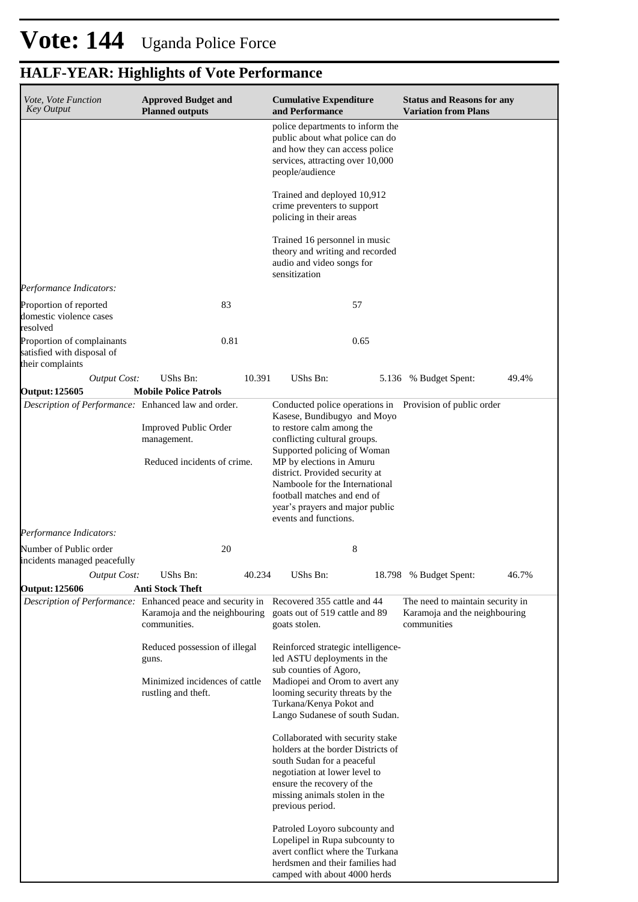# Vote: 144 Uganda Police Force

## HALF-YEAR: Highlights of Vote Performance

| *Vote, Vote Function Key Output* | **Approved Budget and Planned outputs** | **Cumulative Expenditure and Performance** | **Status and Reasons for any Variation from Plans** |
|---|---|---|---|
| | | police departments to inform the public about what police can do and how they can access police services, attracting over 10,000 people/audience<br><br>Trained and deployed 10,912 crime preventers to support policing in their areas<br><br>Trained 16 personnel in music theory and writing and recorded audio and video songs for sensitization | |
| *Performance Indicators:* | | | |
| Proportion of reported domestic violence cases resolved | 83 | 57 | |
| Proportion of complainants satisfied with disposal of their complaints | 0.81 | 0.65 | |
| *Output Cost:* | UShs Bn: 10.391 | UShs Bn: 5.136 | % Budget Spent: 49.4% |
| **Output: 125605** | **Mobile Police Patrols** | | |
| *Description of Performance:* | Enhanced law and order.<br><br>Improved Public Order management.<br><br>Reduced incidents of crime. | Conducted police operations in Kasese, Bundibugyo and Moyo to restore calm among the conflicting cultural groups. Supported policing of Woman MP by elections in Amuru district. Provided security at Namboole for the International football matches and end of year's prayers and major public events and functions. | Provision of public order |
| *Performance Indicators:* | | | |
| Number of Public order incidents managed peacefully | 20 | 8 | |
| *Output Cost:* | UShs Bn: 40.234 | UShs Bn: 18.798 | % Budget Spent: 46.7% |
| **Output: 125606** | **Anti Stock Theft** | | |
| *Description of Performance:* | Enhanced peace and security in Karamoja and the neighbouring communities.<br><br>Reduced possession of illegal guns.<br><br>Minimized incidences of cattle rustling and theft. | Recovered 355 cattle and 44 goats out of 519 cattle and 89 goats stolen.<br><br>Reinforced strategic intelligence-led ASTU deployments in the sub counties of Agoro, Madiopei and Orom to avert any looming security threats by the Turkana/Kenya Pokot and Lango Sudanese of south Sudan.<br><br>Collaborated with security stake holders at the border Districts of south Sudan for a peaceful negotiation at lower level to ensure the recovery of the missing animals stolen in the previous period.<br><br>Patroled Loyoro subcounty and Lopelipel in Rupa subcounty to avert conflict where the Turkana herdsmen and their families had camped with about 4000 herds | The need to maintain security in Karamoja and the neighbouring communities |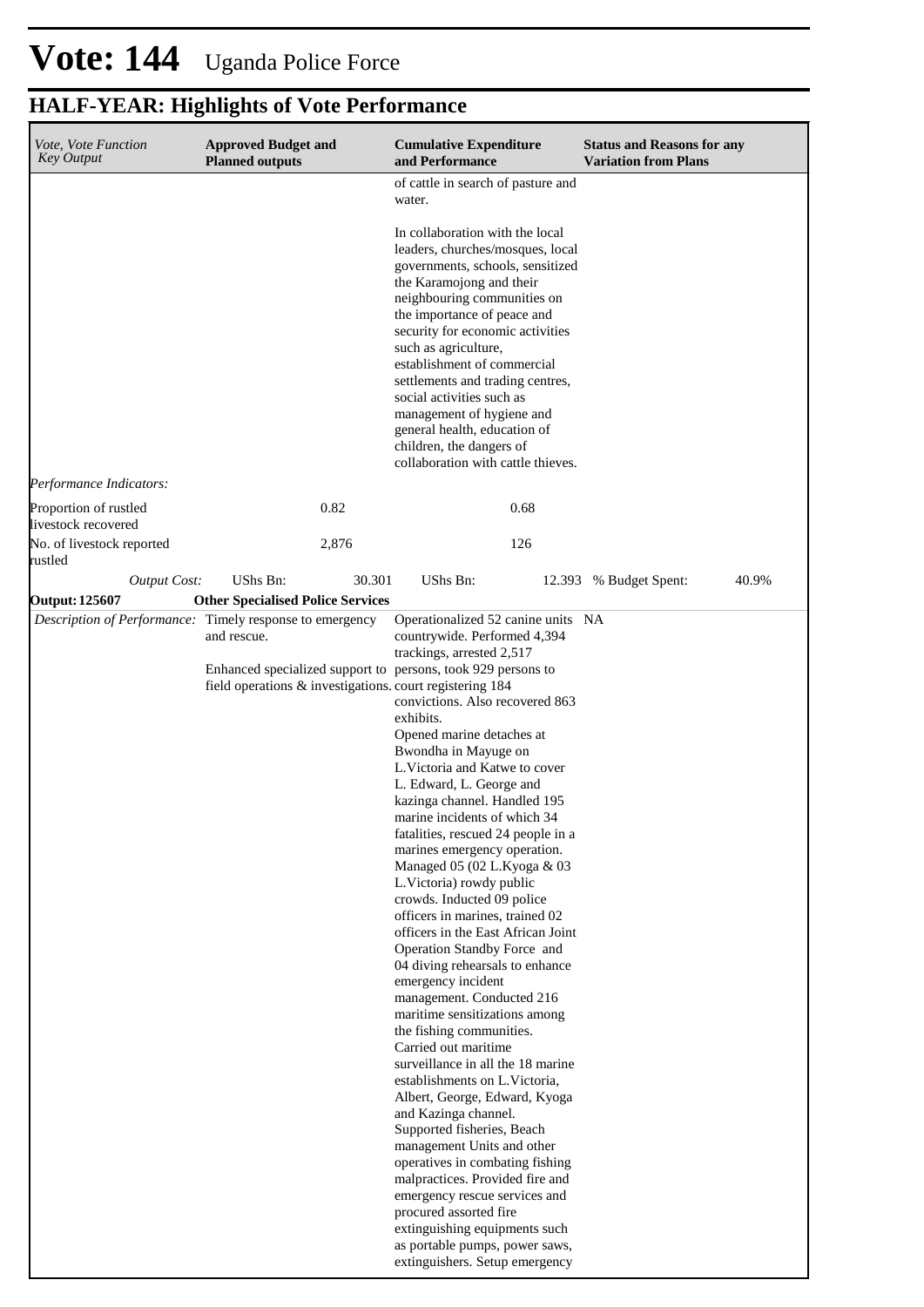# Vote: 144 Uganda Police Force

## HALF-YEAR: Highlights of Vote Performance

| *Vote, Vote Function Key Output* | **Approved Budget and Planned outputs** | **Cumulative Expenditure and Performance** | **Status and Reasons for any Variation from Plans** |
|---|---|---|---|
| | | of cattle in search of pasture and water.<br><br>In collaboration with the local leaders, churches/mosques, local governments, schools, sensitized the Karamojong and their neighbouring communities on the importance of peace and security for economic activities such as agriculture, establishment of commercial settlements and trading centres, social activities such as management of hygiene and general health, education of children, the dangers of collaboration with cattle thieves. | |
| *Performance Indicators:* | | | |
| Proportion of rustled livestock recovered | 0.82 | 0.68 | |
| No. of livestock reported rustled | 2,876 | 126 | |
| *Output Cost:* | UShs Bn: 30.301 | UShs Bn: 12.393 | % Budget Spent: 40.9% |
| **Output: 125607** | **Other Specialised Police Services** | | |
| *Description of Performance:* | Timely response to emergency and rescue.<br><br>Enhanced specialized support to field operations & investigations. | Operationalized 52 canine units countrywide. Performed 4,394 trackings, arrested 2,517 persons, took 929 persons to court registering 184 convictions. Also recovered 863 exhibits.<br>Opened marine detaches at Bwondha in Mayuge on L.Victoria and Katwe to cover L. Edward, L. George and kazinga channel. Handled 195 marine incidents of which 34 fatalities, rescued 24 people in a marines emergency operation. Managed 05 (02 L.Kyoga & 03 L.Victoria) rowdy public crowds. Inducted 09 police officers in marines, trained 02 officers in the East African Joint Operation Standby Force and 04 diving rehearsals to enhance emergency incident management. Conducted 216 maritime sensitizations among the fishing communities.<br>Carried out maritime surveillance in all the 18 marine establishments on L.Victoria, Albert, George, Edward, Kyoga and Kazinga channel.<br>Supported fisheries, Beach management Units and other operatives in combating fishing malpractices. Provided fire and emergency rescue services and procured assorted fire extinguishing equipments such as portable pumps, power saws, extinguishers. Setup emergency | NA |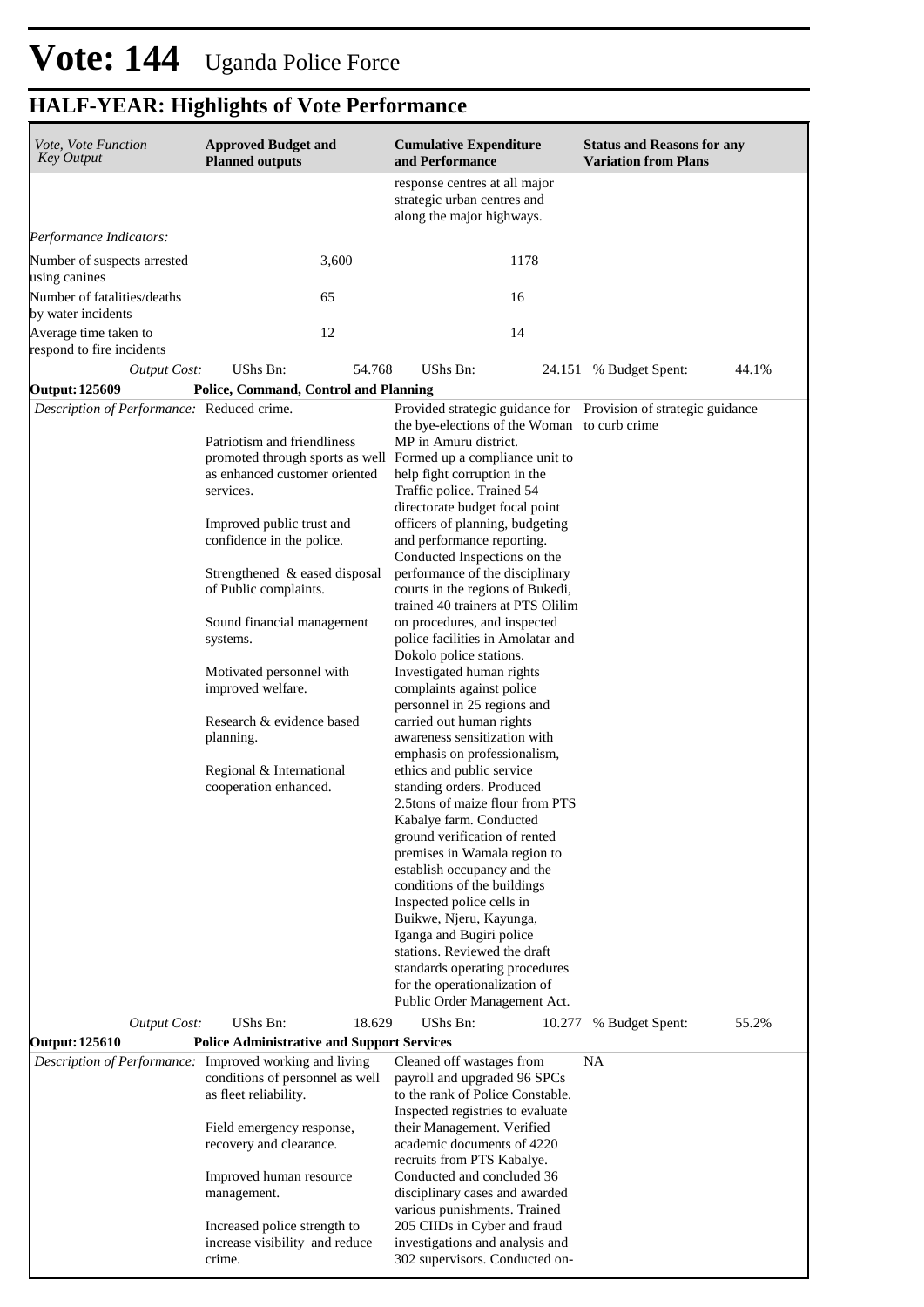# Vote: 144 Uganda Police Force

## HALF-YEAR: Highlights of Vote Performance

| *Vote, Vote Function Key Output* | **Approved Budget and Planned outputs** | **Cumulative Expenditure and Performance** | **Status and Reasons for any Variation from Plans** |
|---|---|---|---|
| | | response centres at all major strategic urban centres and along the major highways. | |
| *Performance Indicators:* | | | |
| Number of suspects arrested using canines | 3,600 | 1178 | |
| Number of fatalities/deaths by water incidents | 65 | 16 | |
| Average time taken to respond to fire incidents | 12 | 14 | |
| *Output Cost:* | UShs Bn: 54.768 | UShs Bn: 24.151 | % Budget Spent: 44.1% |
| **Output: 125609** | **Police, Command, Control and Planning** | | |
| *Description of Performance:* | Reduced crime.<br><br>Patriotism and friendliness promoted through sports as well as enhanced customer oriented services.<br><br>Improved public trust and confidence in the police.<br><br>Strengthened & eased disposal of Public complaints.<br><br>Sound financial management systems.<br><br>Motivated personnel with improved welfare.<br><br>Research & evidence based planning.<br><br>Regional & International cooperation enhanced. | Provided strategic guidance for the bye-elections of the Woman MP in Amuru district. Formed up a compliance unit to help fight corruption in the Traffic police. Trained 54 directorate budget focal point officers of planning, budgeting and performance reporting. Conducted Inspections on the performance of the disciplinary courts in the regions of Bukedi, trained 40 trainers at PTS Olilim on procedures, and inspected police facilities in Amolatar and Dokolo police stations. Investigated human rights complaints against police personnel in 25 regions and carried out human rights awareness sensitization with emphasis on professionalism, ethics and public service standing orders. Produced 2.5tons of maize flour from PTS Kabalye farm. Conducted ground verification of rented premises in Wamala region to establish occupancy and the conditions of the buildings Inspected police cells in Buikwe, Njeru, Kayunga, Iganga and Bugiri police stations. Reviewed the draft standards operating procedures for the operationalization of Public Order Management Act. | Provision of strategic guidance to curb crime |
| *Output Cost:* | UShs Bn: 18.629 | UShs Bn: 10.277 | % Budget Spent: 55.2% |
| **Output: 125610** | **Police Administrative and Support Services** | | |
| *Description of Performance:* | Improved working and living conditions of personnel as well as fleet reliability.<br><br>Field emergency response, recovery and clearance.<br><br>Improved human resource management.<br><br>Increased police strength to increase visibility and reduce crime. | Cleaned off wastages from payroll and upgraded 96 SPCs to the rank of Police Constable. Inspected registries to evaluate their Management. Verified academic documents of 4220 recruits from PTS Kabalye. Conducted and concluded 36 disciplinary cases and awarded various punishments. Trained 205 CIIDs in Cyber and fraud investigations and analysis and 302 supervisors. Conducted on- | NA |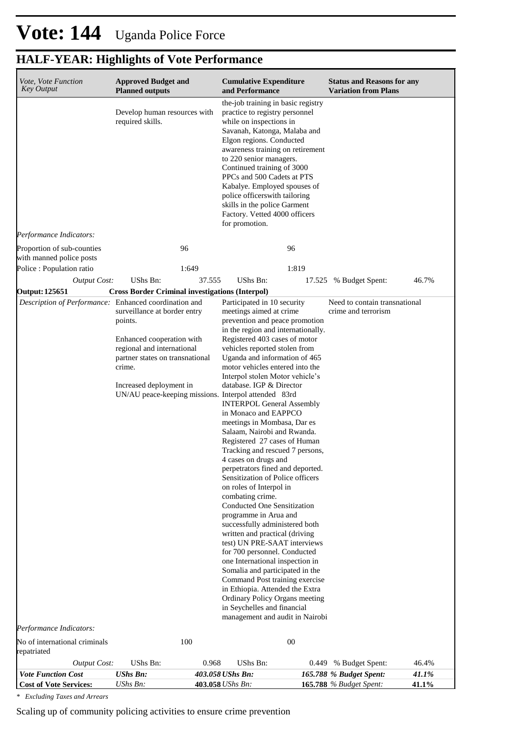# Vote: 144 Uganda Police Force

## HALF-YEAR: Highlights of Vote Performance

| *Vote, Vote Function Key Output* | **Approved Budget and Planned outputs** | | **Cumulative Expenditure and Performance** | | **Status and Reasons for any Variation from Plans** | |
|---|---|---|---|---|---|---|
| | Develop human resources with required skills. | | the-job training in basic registry practice to registry personnel while on inspections in Savanah, Katonga, Malaba and Elgon regions. Conducted awareness training on retirement to 220 senior managers. Continued training of 3000 PPCs and 500 Cadets at PTS Kabalye. Employed spouses of police officerswith tailoring skills in the police Garment Factory. Vetted 4000 officers for promotion. | | | |
| *Performance Indicators:* | | | | | | |
| Proportion of sub-counties with manned police posts | | 96 | | 96 | | |
| Police : Population ratio | | 1:649 | | 1:819 | | |
| *Output Cost:* | UShs Bn: | 37.555 | UShs Bn: | 17.525 | % Budget Spent: | 46.7% |
| **Output: 125651** | **Cross Border Criminal investigations (Interpol)** | | | | | |
| *Description of Performance:* | Enhanced coordination and surveillance at border entry points.<br><br>Enhanced cooperation with regional and international partner states on transnational crime.<br><br>Increased deployment in UN/AU peace-keeping missions. | | Participated in 10 security meetings aimed at crime prevention and peace promotion in the region and internationally. Registered 403 cases of motor vehicles reported stolen from Uganda and information of 465 motor vehicles entered into the Interpol stolen Motor vehicle's database. IGP & Director Interpol attended 83rd INTERPOL General Assembly in Monaco and EAPPCO meetings in Mombasa, Dar es Salaam, Nairobi and Rwanda. Registered 27 cases of Human Tracking and rescued 7 persons, 4 cases on drugs and perpetrators fined and deported. Sensitization of Police officers on roles of Interpol in combating crime. Conducted One Sensitization programme in Arua and successfully administered both written and practical (driving test) UN PRE-SAAT interviews for 700 personnel. Conducted one International inspection in Somalia and participated in the Command Post training exercise in Ethiopia. Attended the Extra Ordinary Policy Organs meeting in Seychelles and financial management and audit in Nairobi | | Need to contain transnational crime and terrorism | |
| *Performance Indicators:* | | | | | | |
| No of international criminals repatriated | | 100 | | 00 | | |
| *Output Cost:* | UShs Bn: | 0.968 | UShs Bn: | 0.449 | % Budget Spent: | 46.4% |
| ***Vote Function Cost*** | ***UShs Bn:*** | ***403.058*** | ***UShs Bn:*** | ***165.788*** | ***% Budget Spent:*** | ***41.1%*** |
| **Cost of Vote Services:** | *UShs Bn:* | **403.058** | *UShs Bn:* | **165.788** | *% Budget Spent:* | **41.1%** |

*\* Excluding Taxes and Arrears*

Scaling up of community policing activities to ensure crime prevention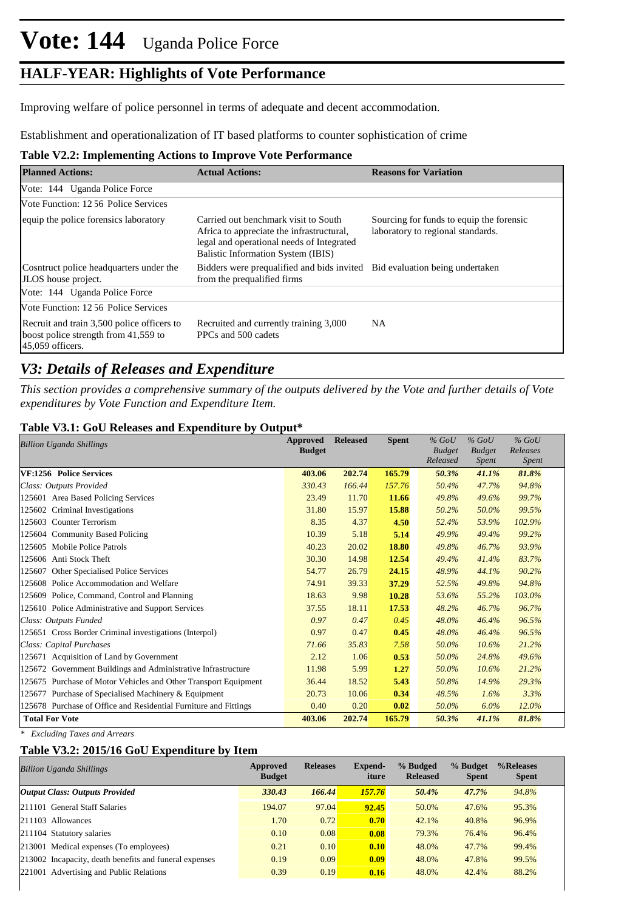# Vote: 144 Uganda Police Force

## HALF-YEAR: Highlights of Vote Performance

Improving welfare of police personnel in terms of adequate and decent accommodation.

Establishment and operationalization of IT based platforms to counter sophistication of crime

**Table V2.2: Implementing Actions to Improve Vote Performance**

| Planned Actions: | Actual Actions: | Reasons for Variation |
|---|---|---|
| Vote: 144 Uganda Police Force | | |
| Vote Function: 12 56 Police Services | | |
| equip the police forensics laboratory | Carried out benchmark visit to South Africa to appreciate the infrastructural, legal and operational needs of Integrated Balistic Information System (IBIS) | Sourcing for funds to equip the forensic laboratory to regional standards. |
| Cosntruct police headquarters under the JLOS house project. | Bidders were prequalified and bids invited from the prequalified firms | Bid evaluation being undertaken |
| Vote: 144 Uganda Police Force | | |
| Vote Function: 12 56 Police Services | | |
| Recruit and train 3,500 police officers to boost police strength from 41,559 to 45,059 officers. | Recruited and currently training 3,000 PPCs and 500 cadets | NA |

## *V3: Details of Releases and Expenditure*

*This section provides a comprehensive summary of the outputs delivered by the Vote and further details of Vote expenditures by Vote Function and Expenditure Item.*

**Table V3.1: GoU Releases and Expenditure by Output***

| *Billion Uganda Shillings* | Approved Budget | Released | Spent | *% GoU Budget Released* | *% GoU Budget Spent* | *% GoU Releases Spent* |
|---|---|---|---|---|---|---|
| **VF:1256 Police Services** | **403.06** | **202.74** | **165.79** | ***50.3%*** | ***41.1%*** | ***81.8%*** |
| *Class: Outputs Provided* | *330.43* | *166.44* | *157.76* | *50.4%* | *47.7%* | *94.8%* |
| 125601 Area Based Policing Services | 23.49 | 11.70 | **11.66** | *49.8%* | *49.6%* | *99.7%* |
| 125602 Criminal Investigations | 31.80 | 15.97 | **15.88** | *50.2%* | *50.0%* | *99.5%* |
| 125603 Counter Terrorism | 8.35 | 4.37 | **4.50** | *52.4%* | *53.9%* | *102.9%* |
| 125604 Community Based Policing | 10.39 | 5.18 | **5.14** | *49.9%* | *49.4%* | *99.2%* |
| 125605 Mobile Police Patrols | 40.23 | 20.02 | **18.80** | *49.8%* | *46.7%* | *93.9%* |
| 125606 Anti Stock Theft | 30.30 | 14.98 | **12.54** | *49.4%* | *41.4%* | *83.7%* |
| 125607 Other Specialised Police Services | 54.77 | 26.79 | **24.15** | *48.9%* | *44.1%* | *90.2%* |
| 125608 Police Accommodation and Welfare | 74.91 | 39.33 | **37.29** | *52.5%* | *49.8%* | *94.8%* |
| 125609 Police, Command, Control and Planning | 18.63 | 9.98 | **10.28** | *53.6%* | *55.2%* | *103.0%* |
| 125610 Police Administrative and Support Services | 37.55 | 18.11 | **17.53** | *48.2%* | *46.7%* | *96.7%* |
| *Class: Outputs Funded* | *0.97* | *0.47* | *0.45* | *48.0%* | *46.4%* | *96.5%* |
| 125651 Cross Border Criminal investigations (Interpol) | 0.97 | 0.47 | **0.45** | *48.0%* | *46.4%* | *96.5%* |
| *Class: Capital Purchases* | *71.66* | *35.83* | *7.58* | *50.0%* | *10.6%* | *21.2%* |
| 125671 Acquisition of Land by Government | 2.12 | 1.06 | **0.53** | *50.0%* | *24.8%* | *49.6%* |
| 125672 Government Buildings and Administrative Infrastructure | 11.98 | 5.99 | **1.27** | *50.0%* | *10.6%* | *21.2%* |
| 125675 Purchase of Motor Vehicles and Other Transport Equipment | 36.44 | 18.52 | **5.43** | *50.8%* | *14.9%* | *29.3%* |
| 125677 Purchase of Specialised Machinery & Equipment | 20.73 | 10.06 | **0.34** | *48.5%* | *1.6%* | *3.3%* |
| 125678 Purchase of Office and Residential Furniture and Fittings | 0.40 | 0.20 | **0.02** | *50.0%* | *6.0%* | *12.0%* |
| **Total For Vote** | **403.06** | **202.74** | **165.79** | ***50.3%*** | ***41.1%*** | ***81.8%*** |

*\* Excluding Taxes and Arrears*

**Table V3.2: 2015/16 GoU Expenditure by Item**

| *Billion Uganda Shillings* | Approved Budget | Releases | Expend-iture | % Budged Released | % Budget Spent | %Releases Spent |
|---|---|---|---|---|---|---|
| ***Output Class: Outputs Provided*** | ***330.43*** | ***166.44*** | ***157.76*** | ***50.4%*** | ***47.7%*** | ***94.8%*** |
| 211101 General Staff Salaries | 194.07 | 97.04 | **92.45** | 50.0% | 47.6% | 95.3% |
| 211103 Allowances | 1.70 | 0.72 | **0.70** | 42.1% | 40.8% | 96.9% |
| 211104 Statutory salaries | 0.10 | 0.08 | **0.08** | 79.3% | 76.4% | 96.4% |
| 213001 Medical expenses (To employees) | 0.21 | 0.10 | **0.10** | 48.0% | 47.7% | 99.4% |
| 213002 Incapacity, death benefits and funeral expenses | 0.19 | 0.09 | **0.09** | 48.0% | 47.8% | 99.5% |
| 221001 Advertising and Public Relations | 0.39 | 0.19 | **0.16** | 48.0% | 42.4% | 88.2% |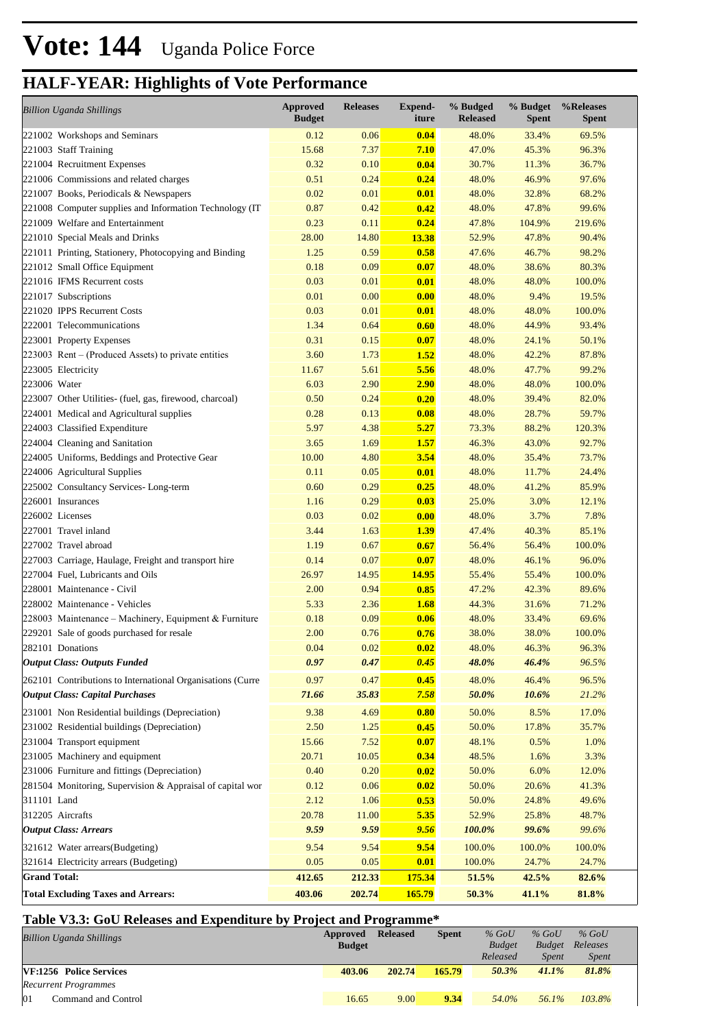# Vote: 144 Uganda Police Force

## HALF-YEAR: Highlights of Vote Performance

| *Billion Uganda Shillings* | Approved Budget | Releases | Expend-iture | % Budged Released | % Budget Spent | %Releases Spent |
|---|---|---|---|---|---|---|
| 221002 Workshops and Seminars | 0.12 | 0.06 | **0.04** | 48.0% | 33.4% | 69.5% |
| 221003 Staff Training | 15.68 | 7.37 | **7.10** | 47.0% | 45.3% | 96.3% |
| 221004 Recruitment Expenses | 0.32 | 0.10 | **0.04** | 30.7% | 11.3% | 36.7% |
| 221006 Commissions and related charges | 0.51 | 0.24 | **0.24** | 48.0% | 46.9% | 97.6% |
| 221007 Books, Periodicals & Newspapers | 0.02 | 0.01 | **0.01** | 48.0% | 32.8% | 68.2% |
| 221008 Computer supplies and Information Technology (IT | 0.87 | 0.42 | **0.42** | 48.0% | 47.8% | 99.6% |
| 221009 Welfare and Entertainment | 0.23 | 0.11 | **0.24** | 47.8% | 104.9% | 219.6% |
| 221010 Special Meals and Drinks | 28.00 | 14.80 | **13.38** | 52.9% | 47.8% | 90.4% |
| 221011 Printing, Stationery, Photocopying and Binding | 1.25 | 0.59 | **0.58** | 47.6% | 46.7% | 98.2% |
| 221012 Small Office Equipment | 0.18 | 0.09 | **0.07** | 48.0% | 38.6% | 80.3% |
| 221016 IFMS Recurrent costs | 0.03 | 0.01 | **0.01** | 48.0% | 48.0% | 100.0% |
| 221017 Subscriptions | 0.01 | 0.00 | **0.00** | 48.0% | 9.4% | 19.5% |
| 221020 IPPS Recurrent Costs | 0.03 | 0.01 | **0.01** | 48.0% | 48.0% | 100.0% |
| 222001 Telecommunications | 1.34 | 0.64 | **0.60** | 48.0% | 44.9% | 93.4% |
| 223001 Property Expenses | 0.31 | 0.15 | **0.07** | 48.0% | 24.1% | 50.1% |
| 223003 Rent – (Produced Assets) to private entities | 3.60 | 1.73 | **1.52** | 48.0% | 42.2% | 87.8% |
| 223005 Electricity | 11.67 | 5.61 | **5.56** | 48.0% | 47.7% | 99.2% |
| 223006 Water | 6.03 | 2.90 | **2.90** | 48.0% | 48.0% | 100.0% |
| 223007 Other Utilities- (fuel, gas, firewood, charcoal) | 0.50 | 0.24 | **0.20** | 48.0% | 39.4% | 82.0% |
| 224001 Medical and Agricultural supplies | 0.28 | 0.13 | **0.08** | 48.0% | 28.7% | 59.7% |
| 224003 Classified Expenditure | 5.97 | 4.38 | **5.27** | 73.3% | 88.2% | 120.3% |
| 224004 Cleaning and Sanitation | 3.65 | 1.69 | **1.57** | 46.3% | 43.0% | 92.7% |
| 224005 Uniforms, Beddings and Protective Gear | 10.00 | 4.80 | **3.54** | 48.0% | 35.4% | 73.7% |
| 224006 Agricultural Supplies | 0.11 | 0.05 | **0.01** | 48.0% | 11.7% | 24.4% |
| 225002 Consultancy Services- Long-term | 0.60 | 0.29 | **0.25** | 48.0% | 41.2% | 85.9% |
| 226001 Insurances | 1.16 | 0.29 | **0.03** | 25.0% | 3.0% | 12.1% |
| 226002 Licenses | 0.03 | 0.02 | **0.00** | 48.0% | 3.7% | 7.8% |
| 227001 Travel inland | 3.44 | 1.63 | **1.39** | 47.4% | 40.3% | 85.1% |
| 227002 Travel abroad | 1.19 | 0.67 | **0.67** | 56.4% | 56.4% | 100.0% |
| 227003 Carriage, Haulage, Freight and transport hire | 0.14 | 0.07 | **0.07** | 48.0% | 46.1% | 96.0% |
| 227004 Fuel, Lubricants and Oils | 26.97 | 14.95 | **14.95** | 55.4% | 55.4% | 100.0% |
| 228001 Maintenance - Civil | 2.00 | 0.94 | **0.85** | 47.2% | 42.3% | 89.6% |
| 228002 Maintenance - Vehicles | 5.33 | 2.36 | **1.68** | 44.3% | 31.6% | 71.2% |
| 228003 Maintenance – Machinery, Equipment & Furniture | 0.18 | 0.09 | **0.06** | 48.0% | 33.4% | 69.6% |
| 229201 Sale of goods purchased for resale | 2.00 | 0.76 | **0.76** | 38.0% | 38.0% | 100.0% |
| 282101 Donations | 0.04 | 0.02 | **0.02** | 48.0% | 46.3% | 96.3% |
| ***Output Class: Outputs Funded*** | ***0.97*** | ***0.47*** | ***0.45*** | ***48.0%*** | ***46.4%*** | ***96.5%*** |
| 262101 Contributions to International Organisations (Curre | 0.97 | 0.47 | **0.45** | 48.0% | 46.4% | 96.5% |
| ***Output Class: Capital Purchases*** | ***71.66*** | ***35.83*** | ***7.58*** | ***50.0%*** | ***10.6%*** | ***21.2%*** |
| 231001 Non Residential buildings (Depreciation) | 9.38 | 4.69 | **0.80** | 50.0% | 8.5% | 17.0% |
| 231002 Residential buildings (Depreciation) | 2.50 | 1.25 | **0.45** | 50.0% | 17.8% | 35.7% |
| 231004 Transport equipment | 15.66 | 7.52 | **0.07** | 48.1% | 0.5% | 1.0% |
| 231005 Machinery and equipment | 20.71 | 10.05 | **0.34** | 48.5% | 1.6% | 3.3% |
| 231006 Furniture and fittings (Depreciation) | 0.40 | 0.20 | **0.02** | 50.0% | 6.0% | 12.0% |
| 281504 Monitoring, Supervision & Appraisal of capital wor | 0.12 | 0.06 | **0.02** | 50.0% | 20.6% | 41.3% |
| 311101 Land | 2.12 | 1.06 | **0.53** | 50.0% | 24.8% | 49.6% |
| 312205 Aircrafts | 20.78 | 11.00 | **5.35** | 52.9% | 25.8% | 48.7% |
| ***Output Class: Arrears*** | ***9.59*** | ***9.59*** | ***9.56*** | ***100.0%*** | ***99.6%*** | ***99.6%*** |
| 321612 Water arrears(Budgeting) | 9.54 | 9.54 | **9.54** | 100.0% | 100.0% | 100.0% |
| 321614 Electricity arrears (Budgeting) | 0.05 | 0.05 | **0.01** | 100.0% | 24.7% | 24.7% |
| **Grand Total:** | **412.65** | **212.33** | **175.34** | **51.5%** | **42.5%** | **82.6%** |
| **Total Excluding Taxes and Arrears:** | **403.06** | **202.74** | **165.79** | **50.3%** | **41.1%** | **81.8%** |

### Table V3.3: GoU Releases and Expenditure by Project and Programme*

| *Billion Uganda Shillings* | Approved Budget | Released | Spent | *% GoU Budget Released* | *% GoU Budget Spent* | *% GoU Releases Spent* |
|---|---|---|---|---|---|---|
| **VF:1256 Police Services** | **403.06** | **202.74** | **165.79** | ***50.3%*** | ***41.1%*** | ***81.8%*** |
| *Recurrent Programmes* | | | | | | |
| 01 Command and Control | 16.65 | 9.00 | **9.34** | *54.0%* | *56.1%* | *103.8%* |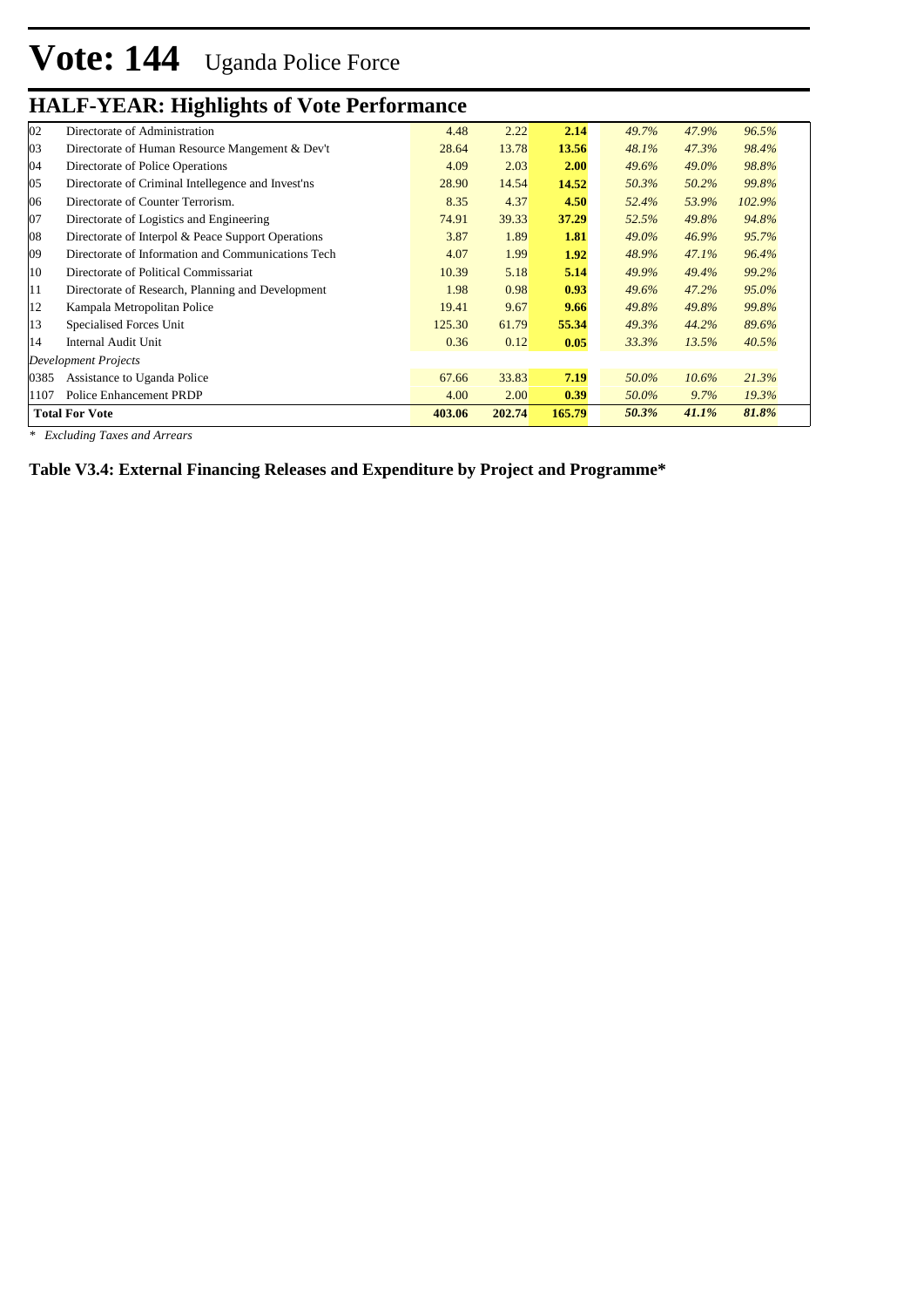# Vote: 144 Uganda Police Force

## HALF-YEAR: Highlights of Vote Performance

| | | | | | | | |
|---|---|---|---|---|---|---|---|
| 02 | Directorate of Administration | 4.48 | 2.22 | **2.14** | *49.7%* | *47.9%* | *96.5%* |
| 03 | Directorate of Human Resource Mangement & Dev't | 28.64 | 13.78 | **13.56** | *48.1%* | *47.3%* | *98.4%* |
| 04 | Directorate of Police Operations | 4.09 | 2.03 | **2.00** | *49.6%* | *49.0%* | *98.8%* |
| 05 | Directorate of Criminal Intellegence and Invest'ns | 28.90 | 14.54 | **14.52** | *50.3%* | *50.2%* | *99.8%* |
| 06 | Directorate of Counter Terrorism. | 8.35 | 4.37 | **4.50** | *52.4%* | *53.9%* | *102.9%* |
| 07 | Directorate of Logistics and Engineering | 74.91 | 39.33 | **37.29** | *52.5%* | *49.8%* | *94.8%* |
| 08 | Directorate of Interpol & Peace Support Operations | 3.87 | 1.89 | **1.81** | *49.0%* | *46.9%* | *95.7%* |
| 09 | Directorate of Information and Communications Tech | 4.07 | 1.99 | **1.92** | *48.9%* | *47.1%* | *96.4%* |
| 10 | Directorate of Political Commissariat | 10.39 | 5.18 | **5.14** | *49.9%* | *49.4%* | *99.2%* |
| 11 | Directorate of Research, Planning and Development | 1.98 | 0.98 | **0.93** | *49.6%* | *47.2%* | *95.0%* |
| 12 | Kampala Metropolitan Police | 19.41 | 9.67 | **9.66** | *49.8%* | *49.8%* | *99.8%* |
| 13 | Specialised Forces Unit | 125.30 | 61.79 | **55.34** | *49.3%* | *44.2%* | *89.6%* |
| 14 | Internal Audit Unit | 0.36 | 0.12 | **0.05** | *33.3%* | *13.5%* | *40.5%* |
| *Development Projects* | | | | | | | |
| 0385 | Assistance to Uganda Police | 67.66 | 33.83 | **7.19** | *50.0%* | *10.6%* | *21.3%* |
| 1107 | Police Enhancement PRDP | 4.00 | 2.00 | **0.39** | *50.0%* | *9.7%* | *19.3%* |
| **Total For Vote** | | **403.06** | **202.74** | **165.79** | ***50.3%*** | ***41.1%*** | ***81.8%*** |

*\* Excluding Taxes and Arrears*

**Table V3.4: External Financing Releases and Expenditure by Project and Programme\***